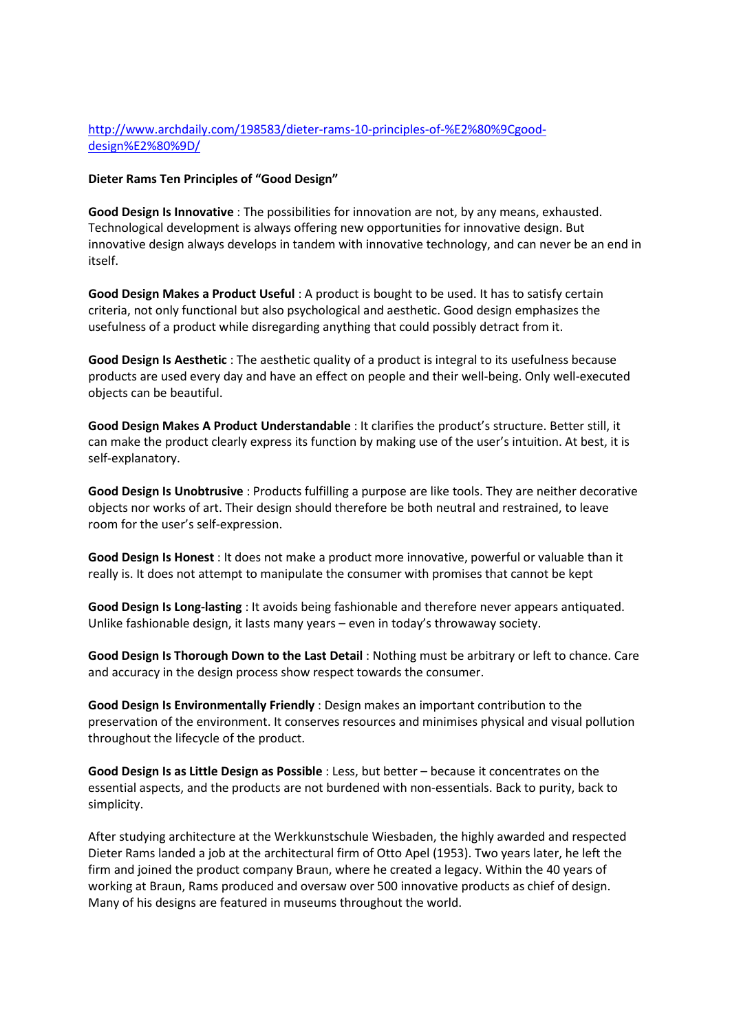http://www.archdaily.com/198583/dieter-rams-10-principles-of-%E2%80%9Cgood-design%E2%80%9D/

**Dieter Rams Ten Principles of "Good Design"**

**Good Design Is Innovative** : The possibilities for innovation are not, by any means, exhausted. Technological development is always offering new opportunities for innovative design. But innovative design always develops in tandem with innovative technology, and can never be an end in itself.

**Good Design Makes a Product Useful** : A product is bought to be used. It has to satisfy certain criteria, not only functional but also psychological and aesthetic. Good design emphasizes the usefulness of a product while disregarding anything that could possibly detract from it.

**Good Design Is Aesthetic** : The aesthetic quality of a product is integral to its usefulness because products are used every day and have an effect on people and their well-being. Only well-executed objects can be beautiful.

**Good Design Makes A Product Understandable** : It clarifies the product's structure. Better still, it can make the product clearly express its function by making use of the user's intuition. At best, it is self-explanatory.

**Good Design Is Unobtrusive** : Products fulfilling a purpose are like tools. They are neither decorative objects nor works of art. Their design should therefore be both neutral and restrained, to leave room for the user's self-expression.

**Good Design Is Honest** : It does not make a product more innovative, powerful or valuable than it really is. It does not attempt to manipulate the consumer with promises that cannot be kept

**Good Design Is Long-lasting** : It avoids being fashionable and therefore never appears antiquated. Unlike fashionable design, it lasts many years – even in today's throwaway society.

**Good Design Is Thorough Down to the Last Detail** : Nothing must be arbitrary or left to chance. Care and accuracy in the design process show respect towards the consumer.

**Good Design Is Environmentally Friendly** : Design makes an important contribution to the preservation of the environment. It conserves resources and minimises physical and visual pollution throughout the lifecycle of the product.

**Good Design Is as Little Design as Possible** : Less, but better – because it concentrates on the essential aspects, and the products are not burdened with non-essentials. Back to purity, back to simplicity.

After studying architecture at the Werkkunstschule Wiesbaden, the highly awarded and respected Dieter Rams landed a job at the architectural firm of Otto Apel (1953). Two years later, he left the firm and joined the product company Braun, where he created a legacy. Within the 40 years of working at Braun, Rams produced and oversaw over 500 innovative products as chief of design. Many of his designs are featured in museums throughout the world.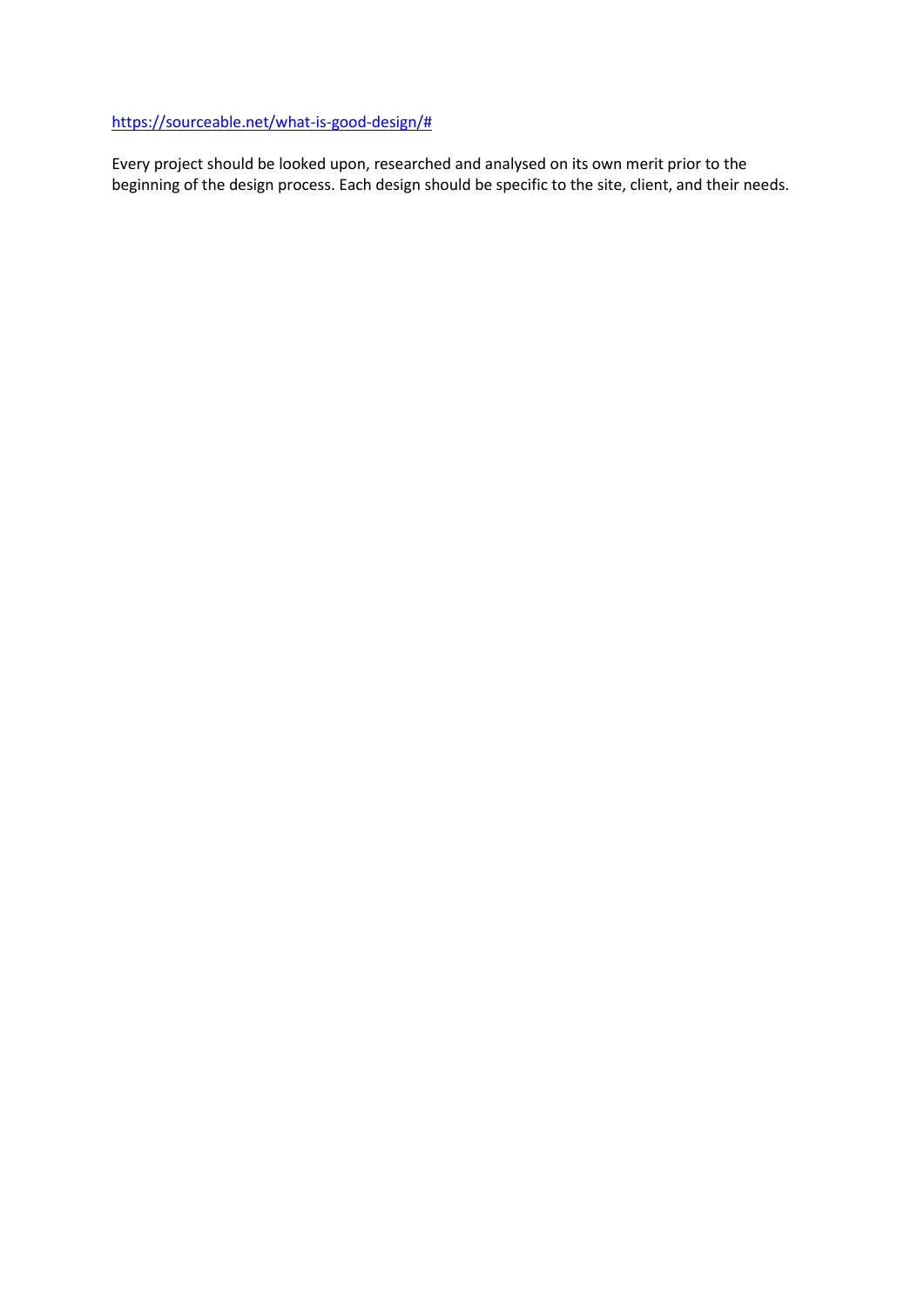https://sourceable.net/what-is-good-design/#

Every project should be looked upon, researched and analysed on its own merit prior to the beginning of the design process. Each design should be specific to the site, client, and their needs.